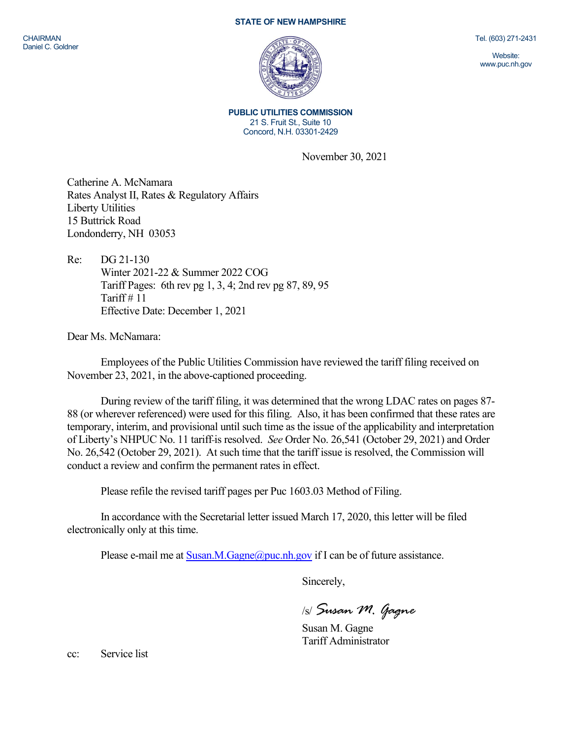**STATE OF NEW HAMPSHIRE**

CHAIRMAN
Daniel C. Goldner

Tel. (603) 271-2431

Website:
www.puc.nh.gov

**PUBLIC UTILITIES COMMISSION**
21 S. Fruit St., Suite 10
Concord, N.H. 03301-2429

November 30, 2021

Catherine A. McNamara
Rates Analyst II, Rates & Regulatory Affairs
Liberty Utilities
15 Buttrick Road
Londonderry, NH 03053

Re: DG 21-130
Winter 2021-22 & Summer 2022 COG
Tariff Pages: 6th rev pg 1, 3, 4; 2nd rev pg 87, 89, 95
Tariff # 11
Effective Date: December 1, 2021

Dear Ms. McNamara:

Employees of the Public Utilities Commission have reviewed the tariff filing received on November 23, 2021, in the above-captioned proceeding.

During review of the tariff filing, it was determined that the wrong LDAC rates on pages 87-88 (or wherever referenced) were used for this filing. Also, it has been confirmed that these rates are temporary, interim, and provisional until such time as the issue of the applicability and interpretation of Liberty's NHPUC No. 11 tariff-is resolved. *See* Order No. 26,541 (October 29, 2021) and Order No. 26,542 (October 29, 2021). At such time that the tariff issue is resolved, the Commission will conduct a review and confirm the permanent rates in effect.

Please refile the revised tariff pages per Puc 1603.03 Method of Filing.

In accordance with the Secretarial letter issued March 17, 2020, this letter will be filed electronically only at this time.

Please e-mail me at Susan.M.Gagne@puc.nh.gov if I can be of future assistance.

Sincerely,

/s/ *Susan M. Gagne*

Susan M. Gagne
Tariff Administrator

cc: Service list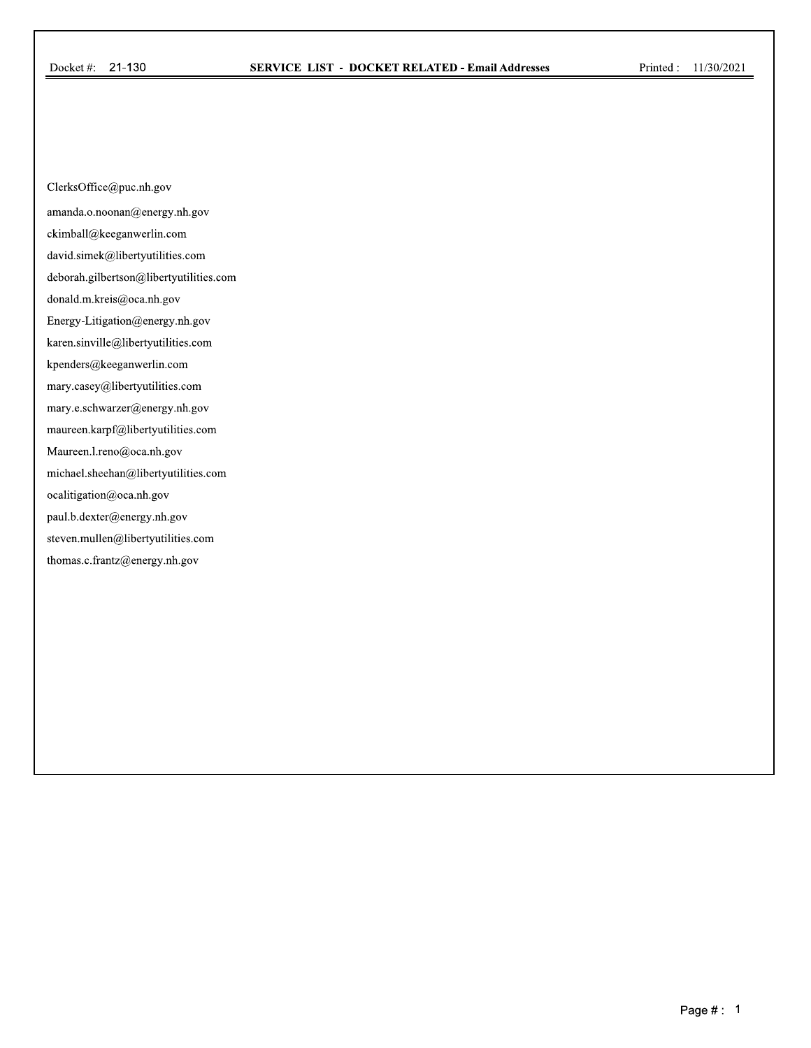Docket #: 21-130 **SERVICE LIST - DOCKET RELATED - Email Addresses** Printed : 11/30/2021

ClerksOffice@puc.nh.gov

amanda.o.noonan@energy.nh.gov

ckimball@keeganwerlin.com

david.simek@libertyutilities.com

deborah.gilbertson@libertyutilities.com

donald.m.kreis@oca.nh.gov

Energy-Litigation@energy.nh.gov

karen.sinville@libertyutilities.com

kpenders@keeganwerlin.com

mary.casey@libertyutilities.com

mary.e.schwarzer@energy.nh.gov

maureen.karpf@libertyutilities.com

Maureen.l.reno@oca.nh.gov

michael.sheehan@libertyutilities.com

ocalitigation@oca.nh.gov

paul.b.dexter@energy.nh.gov

steven.mullen@libertyutilities.com

thomas.c.frantz@energy.nh.gov